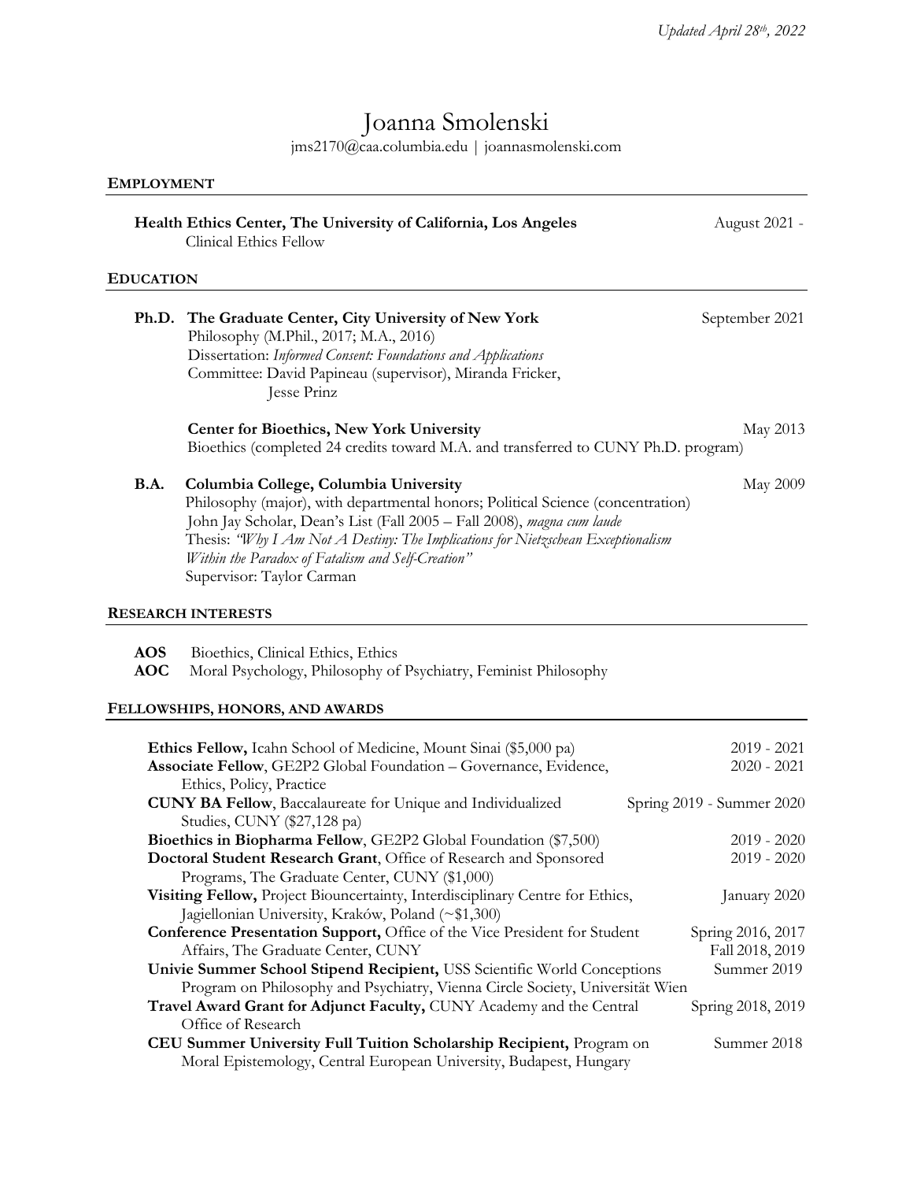*Updated April 28th, 2022*

# Joanna Smolenski

jms2170@caa.columbia.edu | joannasmolenski.com

## EMPLOYMENT

**Health Ethics Center, The University of California, Los Angeles** — August 2021 -
Clinical Ethics Fellow

## EDUCATION

**Ph.D.** **The Graduate Center, City University of New York** — September 2021
Philosophy (M.Phil., 2017; M.A., 2016)
Dissertation: *Informed Consent: Foundations and Applications*
Committee: David Papineau (supervisor), Miranda Fricker, Jesse Prinz

**Center for Bioethics, New York University** — May 2013
Bioethics (completed 24 credits toward M.A. and transferred to CUNY Ph.D. program)

**B.A.** **Columbia College, Columbia University** — May 2009
Philosophy (major), with departmental honors; Political Science (concentration)
John Jay Scholar, Dean's List (Fall 2005 – Fall 2008), *magna cum laude*
Thesis: *"Why I Am Not A Destiny: The Implications for Nietzschean Exceptionalism Within the Paradox of Fatalism and Self-Creation"*
Supervisor: Taylor Carman

## RESEARCH INTERESTS

**AOS** Bioethics, Clinical Ethics, Ethics
**AOC** Moral Psychology, Philosophy of Psychiatry, Feminist Philosophy

## FELLOWSHIPS, HONORS, AND AWARDS

**Ethics Fellow,** Icahn School of Medicine, Mount Sinai ($5,000 pa) — 2019 - 2021

**Associate Fellow**, GE2P2 Global Foundation – Governance, Evidence, Ethics, Policy, Practice — 2020 - 2021

**CUNY BA Fellow**, Baccalaureate for Unique and Individualized Studies, CUNY ($27,128 pa) — Spring 2019 - Summer 2020

**Bioethics in Biopharma Fellow**, GE2P2 Global Foundation ($7,500) — 2019 - 2020

**Doctoral Student Research Grant**, Office of Research and Sponsored Programs, The Graduate Center, CUNY ($1,000) — 2019 - 2020

**Visiting Fellow,** Project Biouncertainty, Interdisciplinary Centre for Ethics, Jagiellonian University, Kraków, Poland (~$1,300) — January 2020

**Conference Presentation Support,** Office of the Vice President for Student Affairs, The Graduate Center, CUNY — Spring 2016, 2017; Fall 2018, 2019

**Univie Summer School Stipend Recipient,** USS Scientific World Conceptions Program on Philosophy and Psychiatry, Vienna Circle Society, Universität Wien — Summer 2019

**Travel Award Grant for Adjunct Faculty,** CUNY Academy and the Central Office of Research — Spring 2018, 2019

**CEU Summer University Full Tuition Scholarship Recipient,** Program on Moral Epistemology, Central European University, Budapest, Hungary — Summer 2018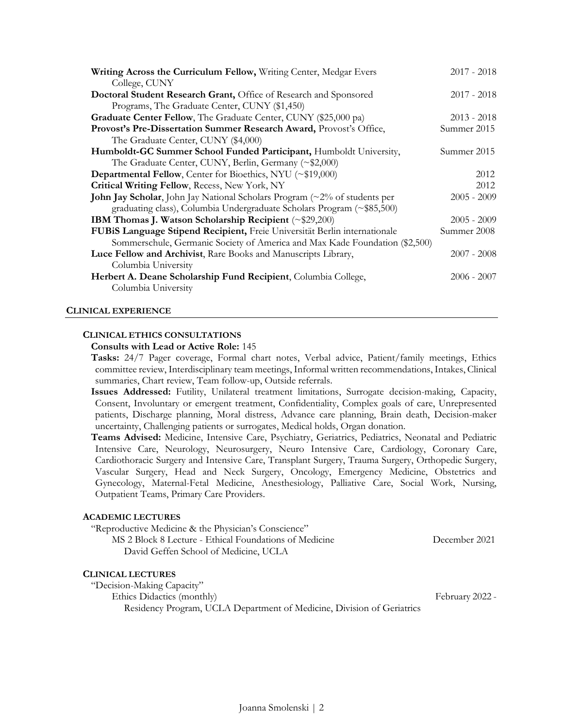**Writing Across the Curriculum Fellow,** Writing Center, Medgar Evers College, CUNY — 2017 - 2018

**Doctoral Student Research Grant,** Office of Research and Sponsored Programs, The Graduate Center, CUNY ($1,450) — 2017 - 2018

**Graduate Center Fellow**, The Graduate Center, CUNY ($25,000 pa) — 2013 - 2018

**Provost's Pre-Dissertation Summer Research Award,** Provost's Office, The Graduate Center, CUNY ($4,000) — Summer 2015

**Humboldt-GC Summer School Funded Participant,** Humboldt University, The Graduate Center, CUNY, Berlin, Germany (~$2,000) — Summer 2015

**Departmental Fellow**, Center for Bioethics, NYU (~$19,000) — 2012

**Critical Writing Fellow**, Recess, New York, NY — 2012

**John Jay Scholar**, John Jay National Scholars Program (~2% of students per graduating class), Columbia Undergraduate Scholars Program (~$85,500) — 2005 - 2009

**IBM Thomas J. Watson Scholarship Recipient** (~$29,200) — 2005 - 2009

**FUBiS Language Stipend Recipient,** Freie Universität Berlin internationale Sommerschule, Germanic Society of America and Max Kade Foundation ($2,500) — Summer 2008

**Luce Fellow and Archivist**, Rare Books and Manuscripts Library, Columbia University — 2007 - 2008

**Herbert A. Deane Scholarship Fund Recipient**, Columbia College, Columbia University — 2006 - 2007

## CLINICAL EXPERIENCE

### CLINICAL ETHICS CONSULTATIONS

**Consults with Lead or Active Role:** 145

**Tasks:** 24/7 Pager coverage, Formal chart notes, Verbal advice, Patient/family meetings, Ethics committee review, Interdisciplinary team meetings, Informal written recommendations, Intakes, Clinical summaries, Chart review, Team follow-up, Outside referrals.

**Issues Addressed:** Futility, Unilateral treatment limitations, Surrogate decision-making, Capacity, Consent, Involuntary or emergent treatment, Confidentiality, Complex goals of care, Unrepresented patients, Discharge planning, Moral distress, Advance care planning, Brain death, Decision-maker uncertainty, Challenging patients or surrogates, Medical holds, Organ donation.

**Teams Advised:** Medicine, Intensive Care, Psychiatry, Geriatrics, Pediatrics, Neonatal and Pediatric Intensive Care, Neurology, Neurosurgery, Neuro Intensive Care, Cardiology, Coronary Care, Cardiothoracic Surgery and Intensive Care, Transplant Surgery, Trauma Surgery, Orthopedic Surgery, Vascular Surgery, Head and Neck Surgery, Oncology, Emergency Medicine, Obstetrics and Gynecology, Maternal-Fetal Medicine, Anesthesiology, Palliative Care, Social Work, Nursing, Outpatient Teams, Primary Care Providers.

### ACADEMIC LECTURES

"Reproductive Medicine & the Physician's Conscience"
MS 2 Block 8 Lecture - Ethical Foundations of Medicine — December 2021
David Geffen School of Medicine, UCLA

### CLINICAL LECTURES

"Decision-Making Capacity"
Ethics Didactics (monthly) — February 2022 -
Residency Program, UCLA Department of Medicine, Division of Geriatrics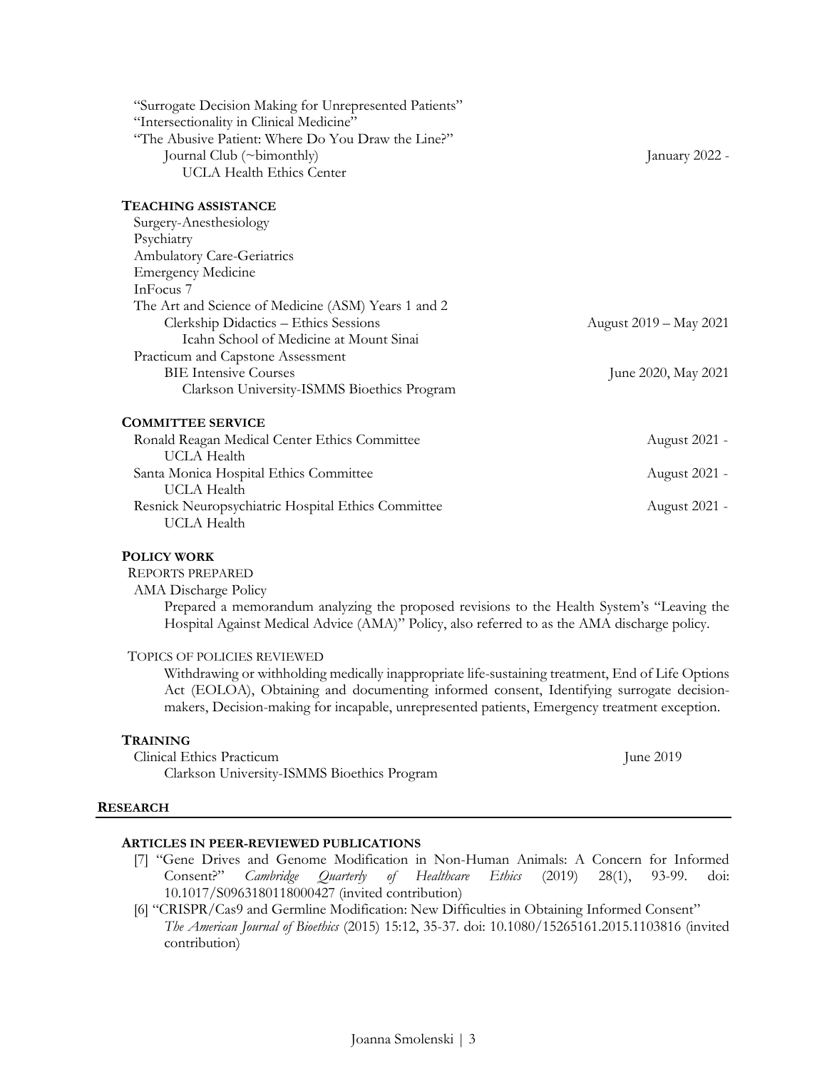"Surrogate Decision Making for Unrepresented Patients"
"Intersectionality in Clinical Medicine"
"The Abusive Patient: Where Do You Draw the Line?"
Journal Club (~bimonthly) — January 2022 -
UCLA Health Ethics Center

### TEACHING ASSISTANCE

Surgery-Anesthesiology
Psychiatry
Ambulatory Care-Geriatrics
Emergency Medicine
InFocus 7
The Art and Science of Medicine (ASM) Years 1 and 2
Clerkship Didactics – Ethics Sessions — August 2019 – May 2021
Icahn School of Medicine at Mount Sinai

Practicum and Capstone Assessment
BIE Intensive Courses — June 2020, May 2021
Clarkson University-ISMMS Bioethics Program

### COMMITTEE SERVICE

Ronald Reagan Medical Center Ethics Committee — August 2021 -
UCLA Health

Santa Monica Hospital Ethics Committee — August 2021 -
UCLA Health

Resnick Neuropsychiatric Hospital Ethics Committee — August 2021 -
UCLA Health

### POLICY WORK

REPORTS PREPARED

AMA Discharge Policy

Prepared a memorandum analyzing the proposed revisions to the Health System's "Leaving the Hospital Against Medical Advice (AMA)" Policy, also referred to as the AMA discharge policy.

TOPICS OF POLICIES REVIEWED

Withdrawing or withholding medically inappropriate life-sustaining treatment, End of Life Options Act (EOLOA), Obtaining and documenting informed consent, Identifying surrogate decision-makers, Decision-making for incapable, unrepresented patients, Emergency treatment exception.

### TRAINING

Clinical Ethics Practicum — June 2019
Clarkson University-ISMMS Bioethics Program

## RESEARCH

### ARTICLES IN PEER-REVIEWED PUBLICATIONS

[7] "Gene Drives and Genome Modification in Non-Human Animals: A Concern for Informed Consent?" *Cambridge Quarterly of Healthcare Ethics* (2019) 28(1), 93-99. doi: 10.1017/S0963180118000427 (invited contribution)

[6] "CRISPR/Cas9 and Germline Modification: New Difficulties in Obtaining Informed Consent" *The American Journal of Bioethics* (2015) 15:12, 35-37. doi: 10.1080/15265161.2015.1103816 (invited contribution)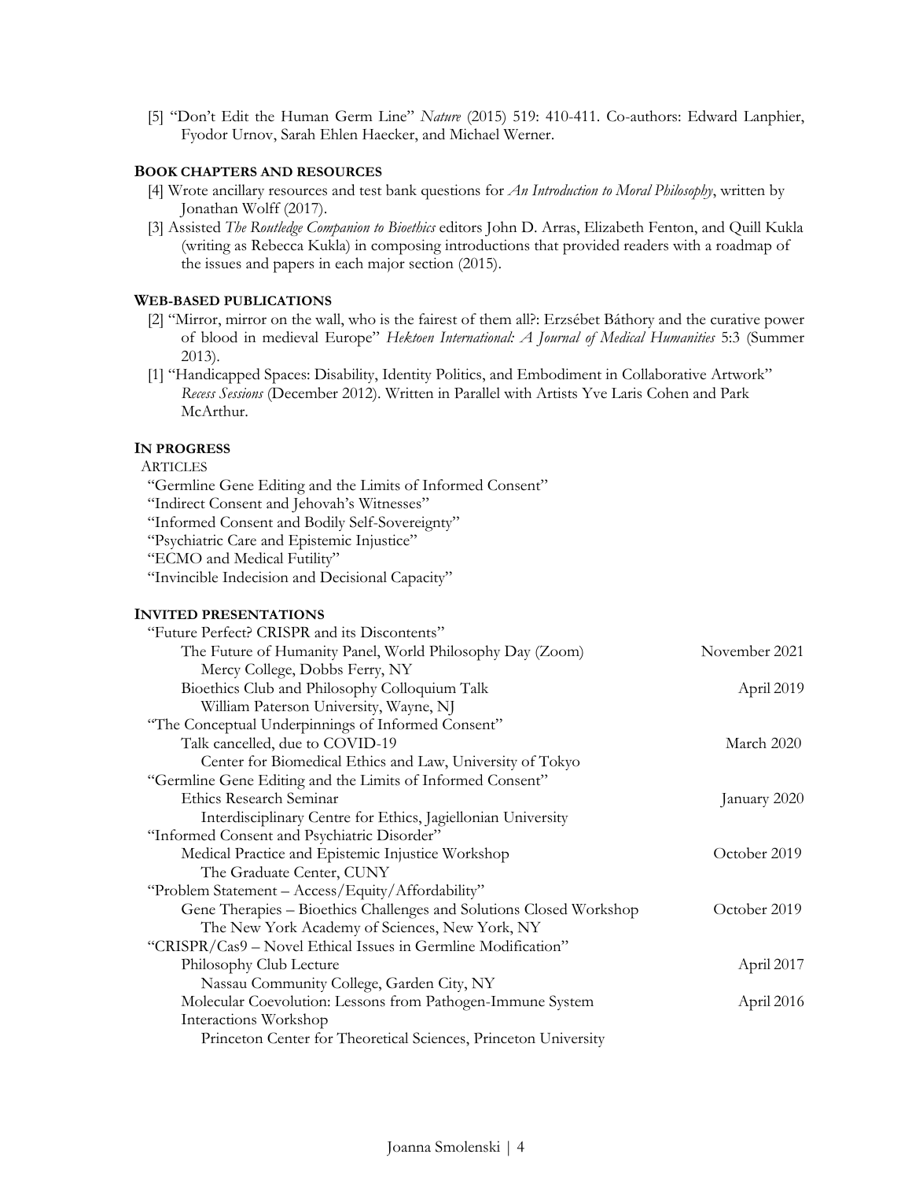[5] "Don't Edit the Human Germ Line" *Nature* (2015) 519: 410-411. Co-authors: Edward Lanphier, Fyodor Urnov, Sarah Ehlen Haecker, and Michael Werner.

### BOOK CHAPTERS AND RESOURCES

[4] Wrote ancillary resources and test bank questions for *An Introduction to Moral Philosophy*, written by Jonathan Wolff (2017).

[3] Assisted *The Routledge Companion to Bioethics* editors John D. Arras, Elizabeth Fenton, and Quill Kukla (writing as Rebecca Kukla) in composing introductions that provided readers with a roadmap of the issues and papers in each major section (2015).

### WEB-BASED PUBLICATIONS

[2] "Mirror, mirror on the wall, who is the fairest of them all?: Erzsébet Báthory and the curative power of blood in medieval Europe" *Hektoen International: A Journal of Medical Humanities* 5:3 (Summer 2013).

[1] "Handicapped Spaces: Disability, Identity Politics, and Embodiment in Collaborative Artwork" *Recess Sessions* (December 2012). Written in Parallel with Artists Yve Laris Cohen and Park McArthur.

### IN PROGRESS

ARTICLES

"Germline Gene Editing and the Limits of Informed Consent"
"Indirect Consent and Jehovah's Witnesses"
"Informed Consent and Bodily Self-Sovereignty"
"Psychiatric Care and Epistemic Injustice"
"ECMO and Medical Futility"
"Invincible Indecision and Decisional Capacity"

### INVITED PRESENTATIONS

"Future Perfect? CRISPR and its Discontents"

- The Future of Humanity Panel, World Philosophy Day (Zoom) — November 2021
  Mercy College, Dobbs Ferry, NY
- Bioethics Club and Philosophy Colloquium Talk — April 2019
  William Paterson University, Wayne, NJ

"The Conceptual Underpinnings of Informed Consent"

- Talk cancelled, due to COVID-19 — March 2020
  Center for Biomedical Ethics and Law, University of Tokyo

"Germline Gene Editing and the Limits of Informed Consent"

- Ethics Research Seminar — January 2020
  Interdisciplinary Centre for Ethics, Jagiellonian University

"Informed Consent and Psychiatric Disorder"

- Medical Practice and Epistemic Injustice Workshop — October 2019
  The Graduate Center, CUNY

"Problem Statement – Access/Equity/Affordability"

- Gene Therapies – Bioethics Challenges and Solutions Closed Workshop — October 2019
  The New York Academy of Sciences, New York, NY

"CRISPR/Cas9 – Novel Ethical Issues in Germline Modification"

- Philosophy Club Lecture — April 2017
  Nassau Community College, Garden City, NY
- Molecular Coevolution: Lessons from Pathogen-Immune System Interactions Workshop — April 2016
  Princeton Center for Theoretical Sciences, Princeton University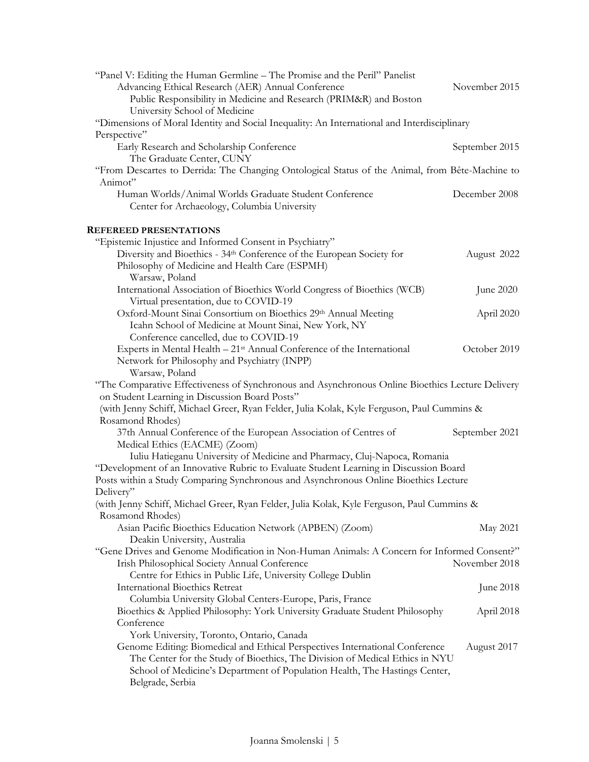"Panel V: Editing the Human Germline – The Promise and the Peril" Panelist
Advancing Ethical Research (AER) Annual Conference — November 2015
Public Responsibility in Medicine and Research (PRIM&R) and Boston University School of Medicine

"Dimensions of Moral Identity and Social Inequality: An International and Interdisciplinary Perspective"
Early Research and Scholarship Conference — September 2015
The Graduate Center, CUNY

"From Descartes to Derrida: The Changing Ontological Status of the Animal, from Bête-Machine to Animot"
Human Worlds/Animal Worlds Graduate Student Conference — December 2008
Center for Archaeology, Columbia University

## REFEREED PRESENTATIONS

"Epistemic Injustice and Informed Consent in Psychiatry"
- Diversity and Bioethics - 34th Conference of the European Society for Philosophy of Medicine and Health Care (ESPMH) — August 2022
  Warsaw, Poland
- International Association of Bioethics World Congress of Bioethics (WCB) — June 2020
  Virtual presentation, due to COVID-19
- Oxford-Mount Sinai Consortium on Bioethics 29th Annual Meeting — April 2020
  Icahn School of Medicine at Mount Sinai, New York, NY
  Conference cancelled, due to COVID-19
- Experts in Mental Health – 21st Annual Conference of the International Network for Philosophy and Psychiatry (INPP) — October 2019
  Warsaw, Poland

"The Comparative Effectiveness of Synchronous and Asynchronous Online Bioethics Lecture Delivery on Student Learning in Discussion Board Posts"
(with Jenny Schiff, Michael Greer, Ryan Felder, Julia Kolak, Kyle Ferguson, Paul Cummins & Rosamond Rhodes)
- 37th Annual Conference of the European Association of Centres of Medical Ethics (EACME) (Zoom) — September 2021
  Iuliu Hatieganu University of Medicine and Pharmacy, Cluj-Napoca, Romania

"Development of an Innovative Rubric to Evaluate Student Learning in Discussion Board Posts within a Study Comparing Synchronous and Asynchronous Online Bioethics Lecture Delivery"
(with Jenny Schiff, Michael Greer, Ryan Felder, Julia Kolak, Kyle Ferguson, Paul Cummins & Rosamond Rhodes)
- Asian Pacific Bioethics Education Network (APBEN) (Zoom) — May 2021
  Deakin University, Australia

"Gene Drives and Genome Modification in Non-Human Animals: A Concern for Informed Consent?"
- Irish Philosophical Society Annual Conference — November 2018
  Centre for Ethics in Public Life, University College Dublin
- International Bioethics Retreat — June 2018
  Columbia University Global Centers-Europe, Paris, France
- Bioethics & Applied Philosophy: York University Graduate Student Philosophy Conference — April 2018
  York University, Toronto, Ontario, Canada
- Genome Editing: Biomedical and Ethical Perspectives International Conference — August 2017
  The Center for the Study of Bioethics, The Division of Medical Ethics in NYU School of Medicine's Department of Population Health, The Hastings Center, Belgrade, Serbia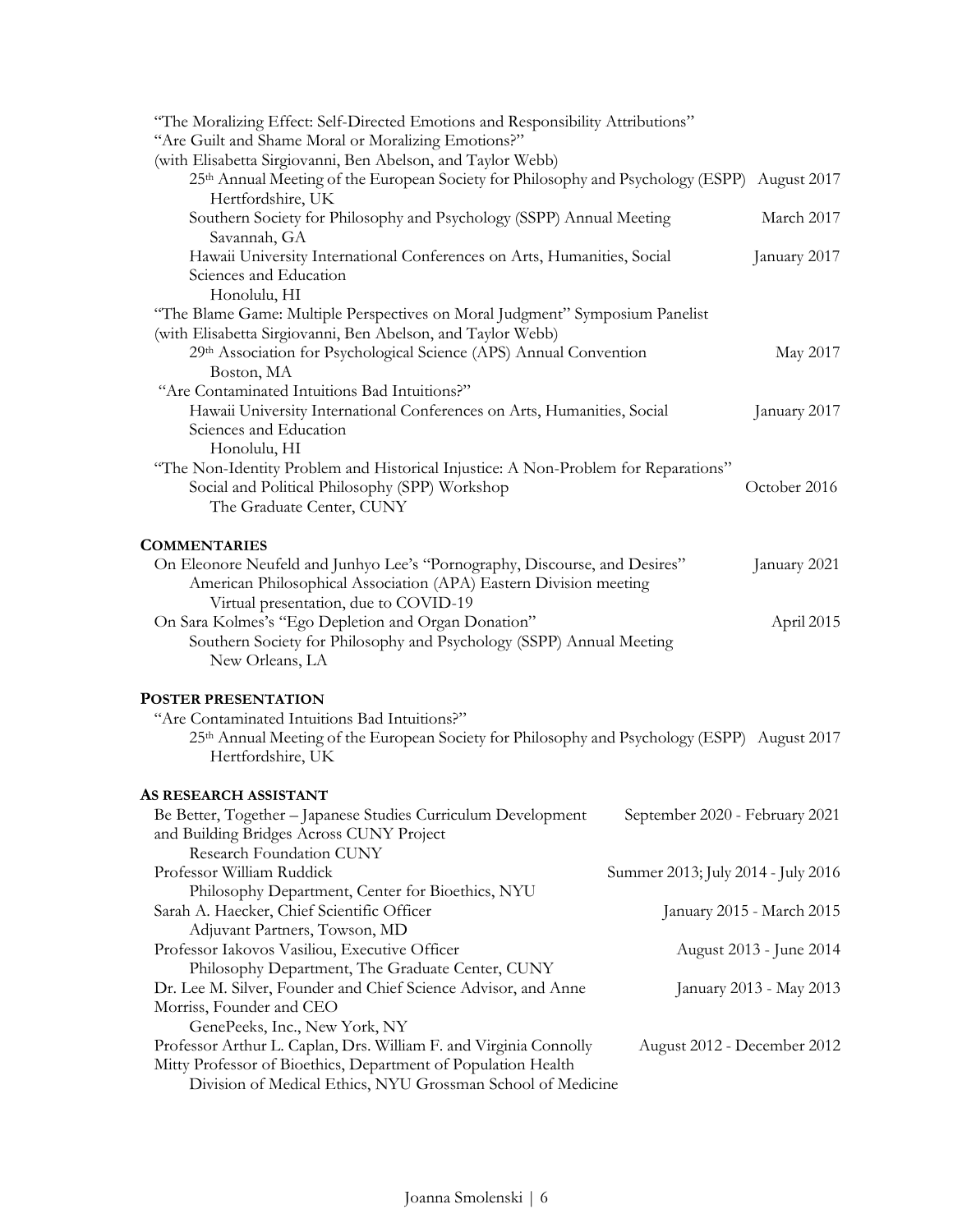"The Moralizing Effect: Self-Directed Emotions and Responsibility Attributions"
"Are Guilt and Shame Moral or Moralizing Emotions?"
(with Elisabetta Sirgiovanni, Ben Abelson, and Taylor Webb)

- 25th Annual Meeting of the European Society for Philosophy and Psychology (ESPP) — August 2017
  Hertfordshire, UK
- Southern Society for Philosophy and Psychology (SSPP) Annual Meeting — March 2017
  Savannah, GA
- Hawaii University International Conferences on Arts, Humanities, Social Sciences and Education — January 2017
  Honolulu, HI

"The Blame Game: Multiple Perspectives on Moral Judgment" Symposium Panelist
(with Elisabetta Sirgiovanni, Ben Abelson, and Taylor Webb)

- 29th Association for Psychological Science (APS) Annual Convention — May 2017
  Boston, MA

"Are Contaminated Intuitions Bad Intuitions?"

- Hawaii University International Conferences on Arts, Humanities, Social Sciences and Education — January 2017
  Honolulu, HI

"The Non-Identity Problem and Historical Injustice: A Non-Problem for Reparations"

- Social and Political Philosophy (SPP) Workshop — October 2016
  The Graduate Center, CUNY

## COMMENTARIES

On Eleonore Neufeld and Junhyo Lee's "Pornography, Discourse, and Desires" — January 2021
American Philosophical Association (APA) Eastern Division meeting
Virtual presentation, due to COVID-19

On Sara Kolmes's "Ego Depletion and Organ Donation" — April 2015
Southern Society for Philosophy and Psychology (SSPP) Annual Meeting
New Orleans, LA

## POSTER PRESENTATION

"Are Contaminated Intuitions Bad Intuitions?"
25th Annual Meeting of the European Society for Philosophy and Psychology (ESPP) — August 2017
Hertfordshire, UK

## AS RESEARCH ASSISTANT

Be Better, Together – Japanese Studies Curriculum Development and Building Bridges Across CUNY Project — September 2020 - February 2021
Research Foundation CUNY

Professor William Ruddick — Summer 2013; July 2014 - July 2016
Philosophy Department, Center for Bioethics, NYU

Sarah A. Haecker, Chief Scientific Officer — January 2015 - March 2015
Adjuvant Partners, Towson, MD

Professor Iakovos Vasiliou, Executive Officer — August 2013 - June 2014
Philosophy Department, The Graduate Center, CUNY

Dr. Lee M. Silver, Founder and Chief Science Advisor, and Anne Morriss, Founder and CEO — January 2013 - May 2013
GenePeeks, Inc., New York, NY

Professor Arthur L. Caplan, Drs. William F. and Virginia Connolly Mitty Professor of Bioethics, Department of Population Health — August 2012 - December 2012
Division of Medical Ethics, NYU Grossman School of Medicine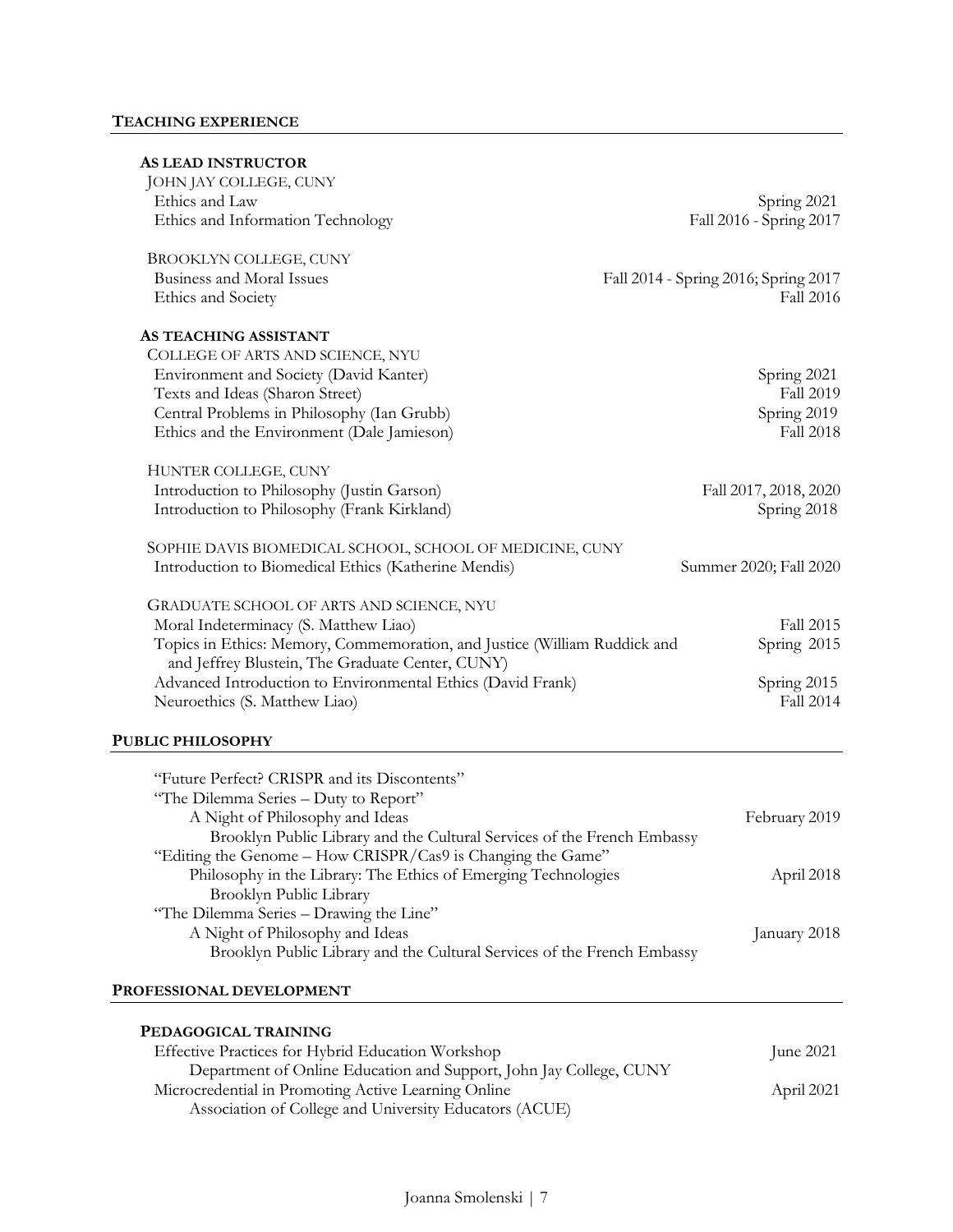## TEACHING EXPERIENCE

### AS LEAD INSTRUCTOR

JOHN JAY COLLEGE, CUNY

- Ethics and Law — Spring 2021
- Ethics and Information Technology — Fall 2016 - Spring 2017

BROOKLYN COLLEGE, CUNY

- Business and Moral Issues — Fall 2014 - Spring 2016; Spring 2017
- Ethics and Society — Fall 2016

### AS TEACHING ASSISTANT

COLLEGE OF ARTS AND SCIENCE, NYU

- Environment and Society (David Kanter) — Spring 2021
- Texts and Ideas (Sharon Street) — Fall 2019
- Central Problems in Philosophy (Ian Grubb) — Spring 2019
- Ethics and the Environment (Dale Jamieson) — Fall 2018

HUNTER COLLEGE, CUNY

- Introduction to Philosophy (Justin Garson) — Fall 2017, 2018, 2020
- Introduction to Philosophy (Frank Kirkland) — Spring 2018

SOPHIE DAVIS BIOMEDICAL SCHOOL, SCHOOL OF MEDICINE, CUNY

- Introduction to Biomedical Ethics (Katherine Mendis) — Summer 2020; Fall 2020

GRADUATE SCHOOL OF ARTS AND SCIENCE, NYU

- Moral Indeterminacy (S. Matthew Liao) — Fall 2015
- Topics in Ethics: Memory, Commemoration, and Justice (William Ruddick and Jeffrey Blustein, The Graduate Center, CUNY) — Spring 2015
- Advanced Introduction to Environmental Ethics (David Frank) — Spring 2015
- Neuroethics (S. Matthew Liao) — Fall 2014

## PUBLIC PHILOSOPHY

"Future Perfect? CRISPR and its Discontents"
"The Dilemma Series – Duty to Report"
  A Night of Philosophy and Ideas — February 2019
    Brooklyn Public Library and the Cultural Services of the French Embassy

"Editing the Genome – How CRISPR/Cas9 is Changing the Game"
  Philosophy in the Library: The Ethics of Emerging Technologies — April 2018
    Brooklyn Public Library

"The Dilemma Series – Drawing the Line"
  A Night of Philosophy and Ideas — January 2018
    Brooklyn Public Library and the Cultural Services of the French Embassy

## PROFESSIONAL DEVELOPMENT

### PEDAGOGICAL TRAINING

Effective Practices for Hybrid Education Workshop — June 2021
  Department of Online Education and Support, John Jay College, CUNY

Microcredential in Promoting Active Learning Online — April 2021
  Association of College and University Educators (ACUE)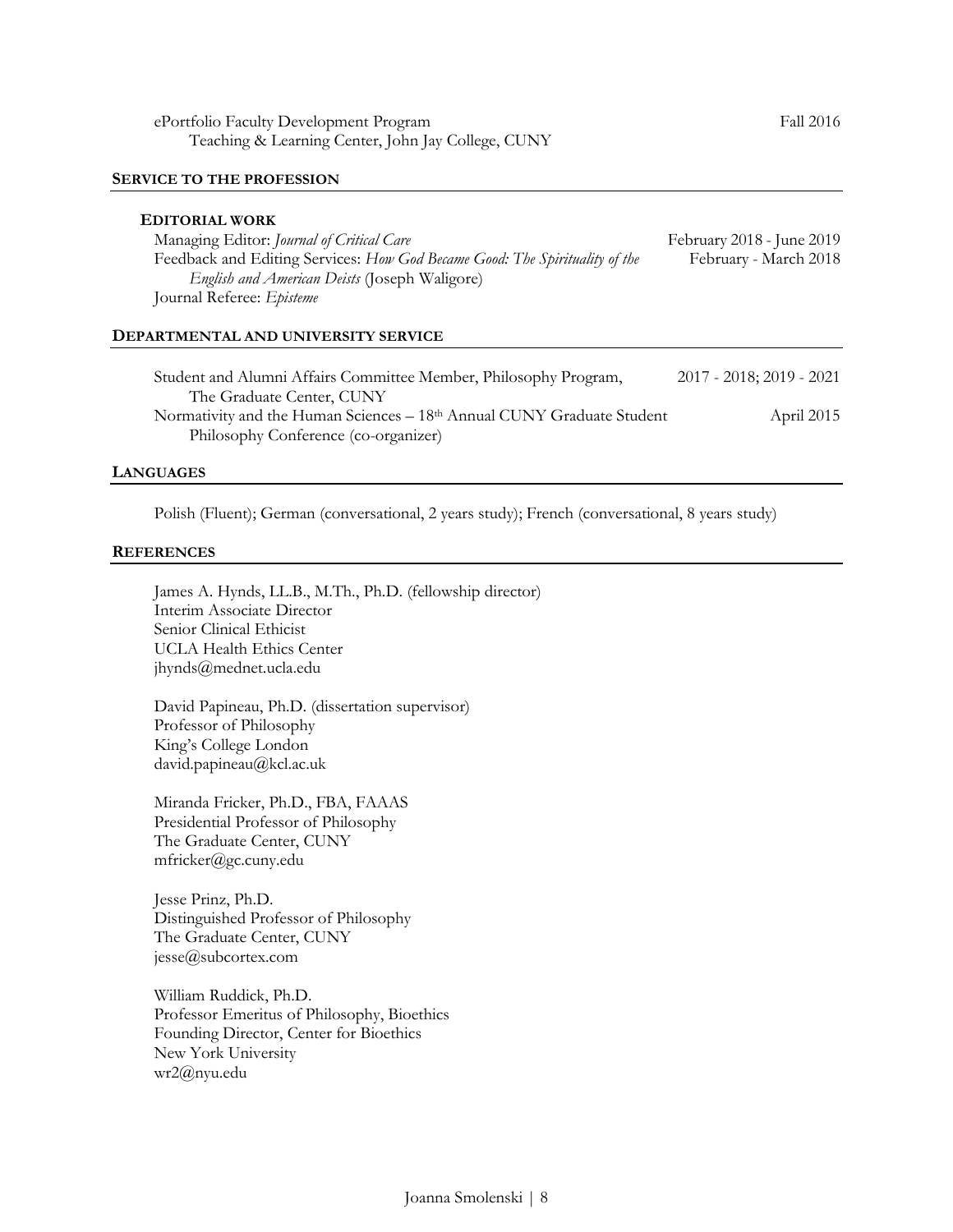ePortfolio Faculty Development Program — Fall 2016
Teaching & Learning Center, John Jay College, CUNY

## SERVICE TO THE PROFESSION

### EDITORIAL WORK

Managing Editor: *Journal of Critical Care* — February 2018 - June 2019

Feedback and Editing Services: *How God Became Good: The Spirituality of the English and American Deists* (Joseph Waligore) — February - March 2018

Journal Referee: *Episteme*

## DEPARTMENTAL AND UNIVERSITY SERVICE

Student and Alumni Affairs Committee Member, Philosophy Program, The Graduate Center, CUNY — 2017 - 2018; 2019 - 2021

Normativity and the Human Sciences – 18th Annual CUNY Graduate Student Philosophy Conference (co-organizer) — April 2015

## LANGUAGES

Polish (Fluent); German (conversational, 2 years study); French (conversational, 8 years study)

## REFERENCES

James A. Hynds, LL.B., M.Th., Ph.D. (fellowship director)
Interim Associate Director
Senior Clinical Ethicist
UCLA Health Ethics Center
jhynds@mednet.ucla.edu

David Papineau, Ph.D. (dissertation supervisor)
Professor of Philosophy
King's College London
david.papineau@kcl.ac.uk

Miranda Fricker, Ph.D., FBA, FAAAS
Presidential Professor of Philosophy
The Graduate Center, CUNY
mfricker@gc.cuny.edu

Jesse Prinz, Ph.D.
Distinguished Professor of Philosophy
The Graduate Center, CUNY
jesse@subcortex.com

William Ruddick, Ph.D.
Professor Emeritus of Philosophy, Bioethics
Founding Director, Center for Bioethics
New York University
wr2@nyu.edu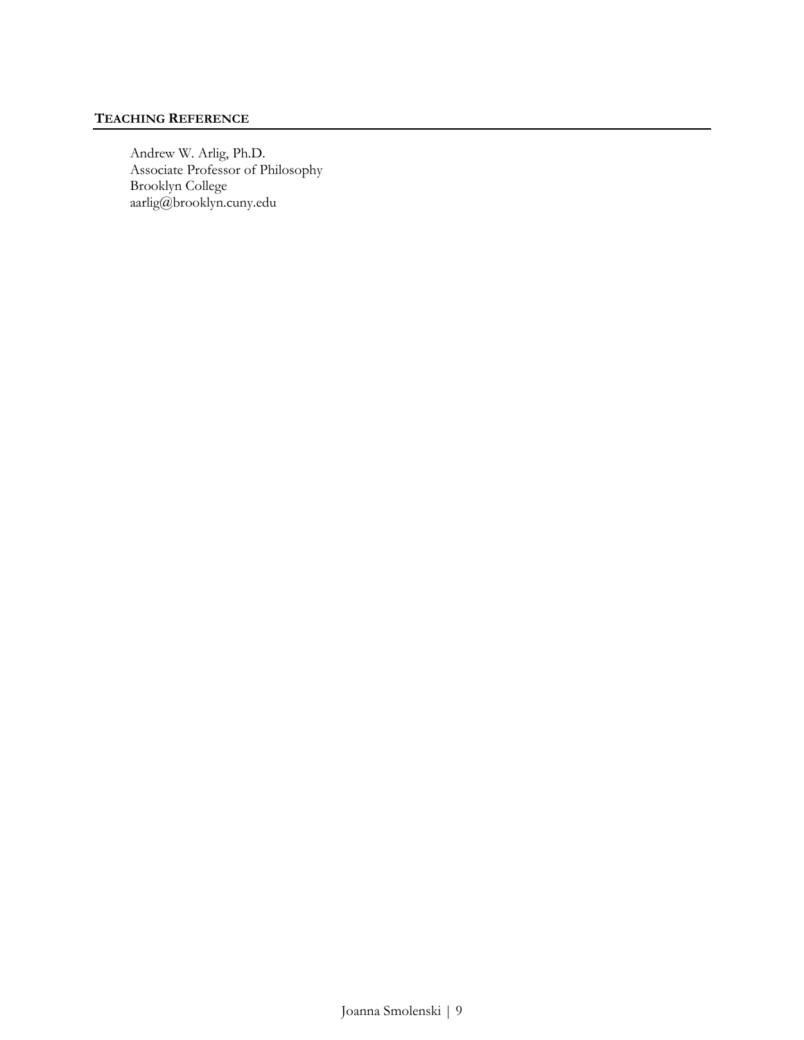## TEACHING REFERENCE

Andrew W. Arlig, Ph.D.
Associate Professor of Philosophy
Brooklyn College
aarlig@brooklyn.cuny.edu